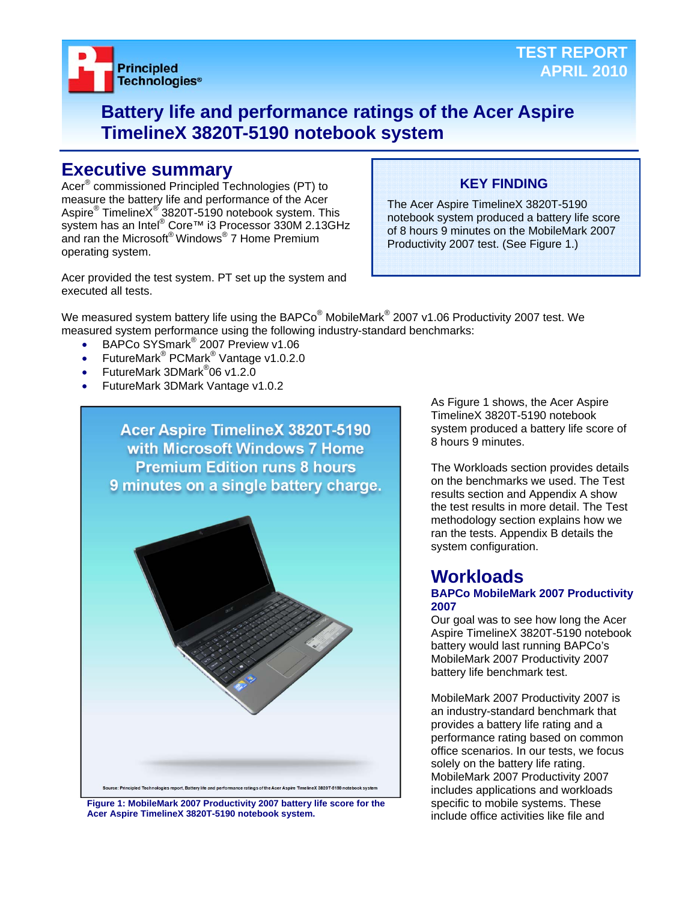TEST REPORT
APRIL 2010

# Battery life and performance ratings of the Acer Aspire TimelineX 3820T-5190 notebook system

## Executive summary

Acer® commissioned Principled Technologies (PT) to measure the battery life and performance of the Acer Aspire® TimelineX® 3820T-5190 notebook system. This system has an Intel® Core™ i3 Processor 330M 2.13GHz and ran the Microsoft® Windows® 7 Home Premium operating system.

Acer provided the test system. PT set up the system and executed all tests.

**KEY FINDING**

The Acer Aspire TimelineX 3820T-5190 notebook system produced a battery life score of 8 hours 9 minutes on the MobileMark 2007 Productivity 2007 test. (See Figure 1.)

We measured system battery life using the BAPCo® MobileMark® 2007 v1.06 Productivity 2007 test. We measured system performance using the following industry-standard benchmarks:

- BAPCo SYSmark® 2007 Preview v1.06
- FutureMark® PCMark® Vantage v1.0.2.0
- FutureMark 3DMark®06 v1.2.0
- FutureMark 3DMark Vantage v1.0.2

Acer Aspire TimelineX 3820T-5190 with Microsoft Windows 7 Home Premium Edition runs 8 hours 9 minutes on a single battery charge.

Source: Principled Technologies report, Battery life and performance ratings of the Acer Aspire TimelineX 3820T-5190 notebook system

**Figure 1: MobileMark 2007 Productivity 2007 battery life score for the Acer Aspire TimelineX 3820T-5190 notebook system.**

As Figure 1 shows, the Acer Aspire TimelineX 3820T-5190 notebook system produced a battery life score of 8 hours 9 minutes.

The Workloads section provides details on the benchmarks we used. The Test results section and Appendix A show the test results in more detail. The Test methodology section explains how we ran the tests. Appendix B details the system configuration.

## Workloads

### BAPCo MobileMark 2007 Productivity 2007

Our goal was to see how long the Acer Aspire TimelineX 3820T-5190 notebook battery would last running BAPCo's MobileMark 2007 Productivity 2007 battery life benchmark test.

MobileMark 2007 Productivity 2007 is an industry-standard benchmark that provides a battery life rating and a performance rating based on common office scenarios. In our tests, we focus solely on the battery life rating. MobileMark 2007 Productivity 2007 includes applications and workloads specific to mobile systems. These include office activities like file and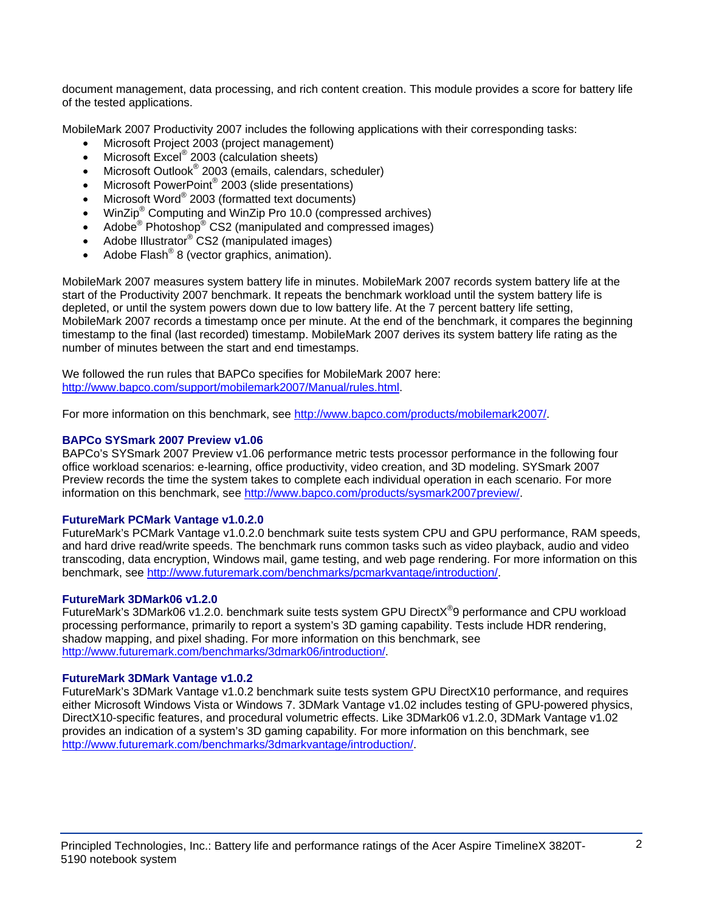document management, data processing, and rich content creation. This module provides a score for battery life of the tested applications.

MobileMark 2007 Productivity 2007 includes the following applications with their corresponding tasks:

- Microsoft Project 2003 (project management)
- Microsoft Excel® 2003 (calculation sheets)
- Microsoft Outlook® 2003 (emails, calendars, scheduler)
- Microsoft PowerPoint® 2003 (slide presentations)
- Microsoft Word® 2003 (formatted text documents)
- WinZip® Computing and WinZip Pro 10.0 (compressed archives)
- Adobe® Photoshop® CS2 (manipulated and compressed images)
- Adobe Illustrator® CS2 (manipulated images)
- Adobe Flash® 8 (vector graphics, animation).

MobileMark 2007 measures system battery life in minutes. MobileMark 2007 records system battery life at the start of the Productivity 2007 benchmark. It repeats the benchmark workload until the system battery life is depleted, or until the system powers down due to low battery life. At the 7 percent battery life setting, MobileMark 2007 records a timestamp once per minute. At the end of the benchmark, it compares the beginning timestamp to the final (last recorded) timestamp. MobileMark 2007 derives its system battery life rating as the number of minutes between the start and end timestamps.

We followed the run rules that BAPCo specifies for MobileMark 2007 here: http://www.bapco.com/support/mobilemark2007/Manual/rules.html.

For more information on this benchmark, see http://www.bapco.com/products/mobilemark2007/.

### BAPCo SYSmark 2007 Preview v1.06

BAPCo's SYSmark 2007 Preview v1.06 performance metric tests processor performance in the following four office workload scenarios: e-learning, office productivity, video creation, and 3D modeling. SYSmark 2007 Preview records the time the system takes to complete each individual operation in each scenario. For more information on this benchmark, see http://www.bapco.com/products/sysmark2007preview/.

### FutureMark PCMark Vantage v1.0.2.0

FutureMark's PCMark Vantage v1.0.2.0 benchmark suite tests system CPU and GPU performance, RAM speeds, and hard drive read/write speeds. The benchmark runs common tasks such as video playback, audio and video transcoding, data encryption, Windows mail, game testing, and web page rendering. For more information on this benchmark, see http://www.futuremark.com/benchmarks/pcmarkvantage/introduction/.

### FutureMark 3DMark06 v1.2.0

FutureMark's 3DMark06 v1.2.0. benchmark suite tests system GPU DirectX®9 performance and CPU workload processing performance, primarily to report a system's 3D gaming capability. Tests include HDR rendering, shadow mapping, and pixel shading. For more information on this benchmark, see http://www.futuremark.com/benchmarks/3dmark06/introduction/.

### FutureMark 3DMark Vantage v1.0.2

FutureMark's 3DMark Vantage v1.0.2 benchmark suite tests system GPU DirectX10 performance, and requires either Microsoft Windows Vista or Windows 7. 3DMark Vantage v1.02 includes testing of GPU-powered physics, DirectX10-specific features, and procedural volumetric effects. Like 3DMark06 v1.2.0, 3DMark Vantage v1.02 provides an indication of a system's 3D gaming capability. For more information on this benchmark, see http://www.futuremark.com/benchmarks/3dmarkvantage/introduction/.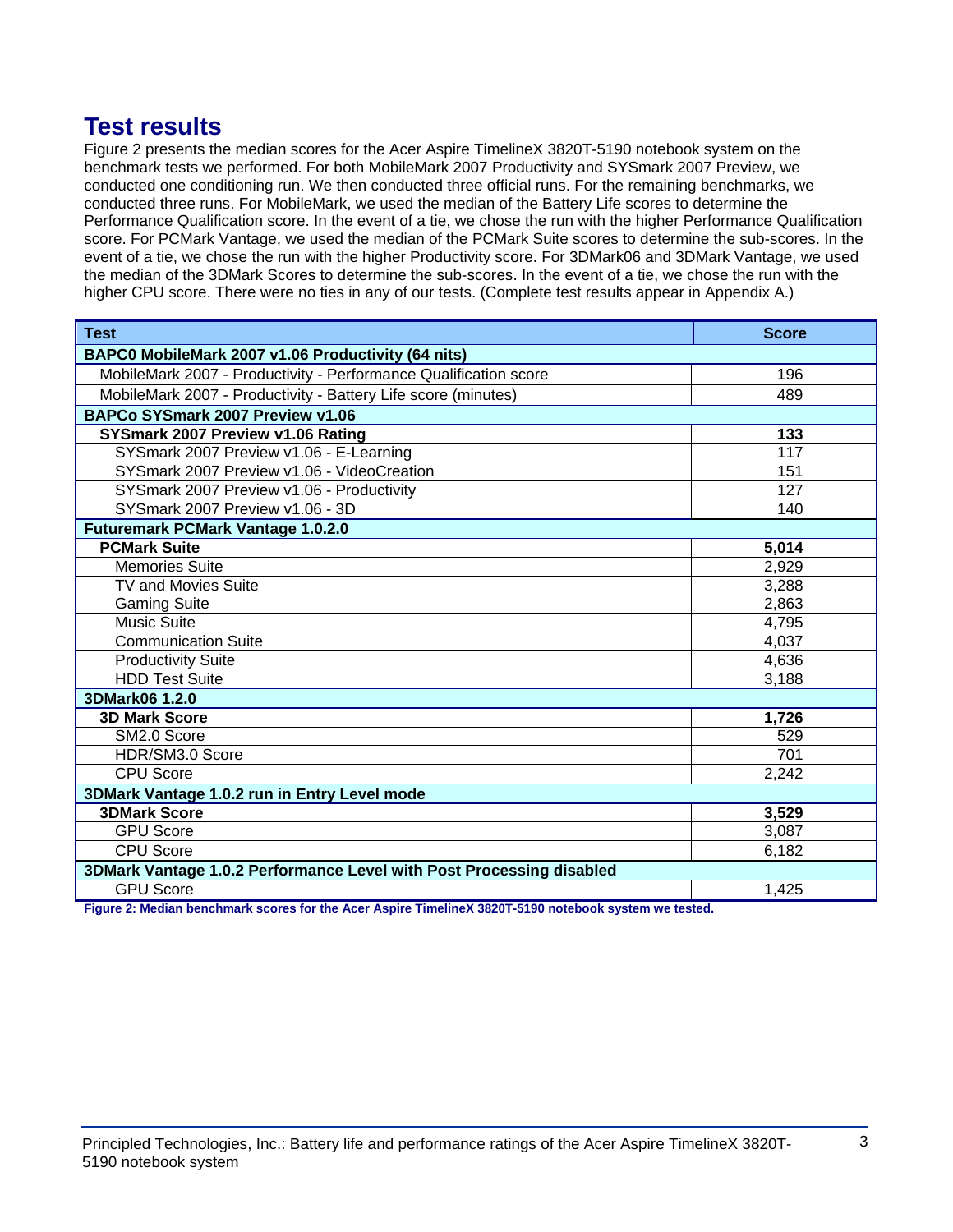## Test results

Figure 2 presents the median scores for the Acer Aspire TimelineX 3820T-5190 notebook system on the benchmark tests we performed. For both MobileMark 2007 Productivity and SYSmark 2007 Preview, we conducted one conditioning run. We then conducted three official runs. For the remaining benchmarks, we conducted three runs. For MobileMark, we used the median of the Battery Life scores to determine the Performance Qualification score. In the event of a tie, we chose the run with the higher Performance Qualification score. For PCMark Vantage, we used the median of the PCMark Suite scores to determine the sub-scores. In the event of a tie, we chose the run with the higher Productivity score. For 3DMark06 and 3DMark Vantage, we used the median of the 3DMark Scores to determine the sub-scores. In the event of a tie, we chose the run with the higher CPU score. There were no ties in any of our tests. (Complete test results appear in Appendix A.)

| Test | Score |
|---|---|
| **BAPC0 MobileMark 2007 v1.06 Productivity (64 nits)** | |
| MobileMark 2007 - Productivity - Performance Qualification score | 196 |
| MobileMark 2007 - Productivity - Battery Life score (minutes) | 489 |
| **BAPCo SYSmark 2007 Preview v1.06** | |
| **SYSmark 2007 Preview v1.06 Rating** | **133** |
| SYSmark 2007 Preview v1.06 - E-Learning | 117 |
| SYSmark 2007 Preview v1.06 - VideoCreation | 151 |
| SYSmark 2007 Preview v1.06 - Productivity | 127 |
| SYSmark 2007 Preview v1.06 - 3D | 140 |
| **Futuremark PCMark Vantage 1.0.2.0** | |
| **PCMark Suite** | **5,014** |
| Memories Suite | 2,929 |
| TV and Movies Suite | 3,288 |
| Gaming Suite | 2,863 |
| Music Suite | 4,795 |
| Communication Suite | 4,037 |
| Productivity Suite | 4,636 |
| HDD Test Suite | 3,188 |
| **3DMark06 1.2.0** | |
| **3D Mark Score** | **1,726** |
| SM2.0 Score | 529 |
| HDR/SM3.0 Score | 701 |
| CPU Score | 2,242 |
| **3DMark Vantage 1.0.2 run in Entry Level mode** | |
| **3DMark Score** | **3,529** |
| GPU Score | 3,087 |
| CPU Score | 6,182 |
| **3DMark Vantage 1.0.2 Performance Level with Post Processing disabled** | |
| GPU Score | 1,425 |

**Figure 2: Median benchmark scores for the Acer Aspire TimelineX 3820T-5190 notebook system we tested.**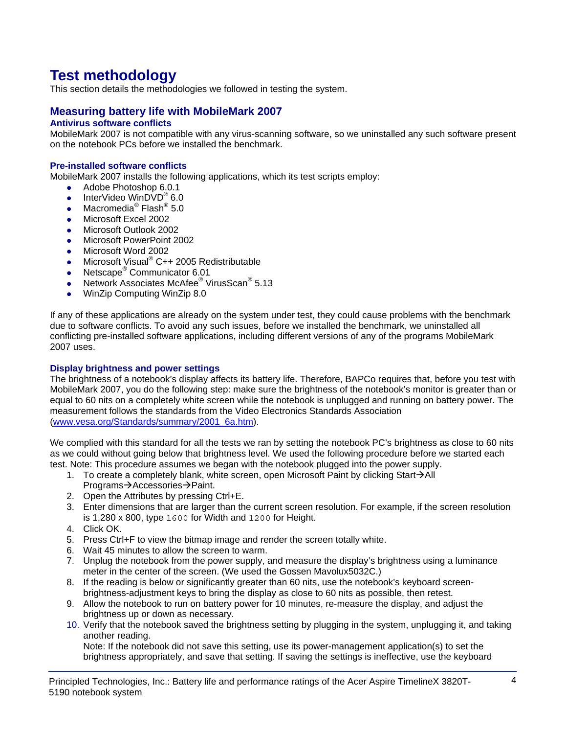# Test methodology

This section details the methodologies we followed in testing the system.

## Measuring battery life with MobileMark 2007

### Antivirus software conflicts

MobileMark 2007 is not compatible with any virus-scanning software, so we uninstalled any such software present on the notebook PCs before we installed the benchmark.

### Pre-installed software conflicts

MobileMark 2007 installs the following applications, which its test scripts employ:

- Adobe Photoshop 6.0.1
- InterVideo WinDVD® 6.0
- Macromedia® Flash® 5.0
- Microsoft Excel 2002
- Microsoft Outlook 2002
- Microsoft PowerPoint 2002
- Microsoft Word 2002
- Microsoft Visual® C++ 2005 Redistributable
- Netscape® Communicator 6.01
- Network Associates McAfee® VirusScan® 5.13
- WinZip Computing WinZip 8.0

If any of these applications are already on the system under test, they could cause problems with the benchmark due to software conflicts. To avoid any such issues, before we installed the benchmark, we uninstalled all conflicting pre-installed software applications, including different versions of any of the programs MobileMark 2007 uses.

### Display brightness and power settings

The brightness of a notebook's display affects its battery life. Therefore, BAPCo requires that, before you test with MobileMark 2007, you do the following step: make sure the brightness of the notebook's monitor is greater than or equal to 60 nits on a completely white screen while the notebook is unplugged and running on battery power. The measurement follows the standards from the Video Electronics Standards Association (www.vesa.org/Standards/summary/2001_6a.htm).

We complied with this standard for all the tests we ran by setting the notebook PC's brightness as close to 60 nits as we could without going below that brightness level. We used the following procedure before we started each test. Note: This procedure assumes we began with the notebook plugged into the power supply.

1. To create a completely blank, white screen, open Microsoft Paint by clicking Start→All Programs→Accessories→Paint.
2. Open the Attributes by pressing Ctrl+E.
3. Enter dimensions that are larger than the current screen resolution. For example, if the screen resolution is 1,280 x 800, type `1600` for Width and `1200` for Height.
4. Click OK.
5. Press Ctrl+F to view the bitmap image and render the screen totally white.
6. Wait 45 minutes to allow the screen to warm.
7. Unplug the notebook from the power supply, and measure the display's brightness using a luminance meter in the center of the screen. (We used the Gossen Mavolux5032C.)
8. If the reading is below or significantly greater than 60 nits, use the notebook's keyboard screen-brightness-adjustment keys to bring the display as close to 60 nits as possible, then retest.
9. Allow the notebook to run on battery power for 10 minutes, re-measure the display, and adjust the brightness up or down as necessary.
10. Verify that the notebook saved the brightness setting by plugging in the system, unplugging it, and taking another reading.
    Note: If the notebook did not save this setting, use its power-management application(s) to set the brightness appropriately, and save that setting. If saving the settings is ineffective, use the keyboard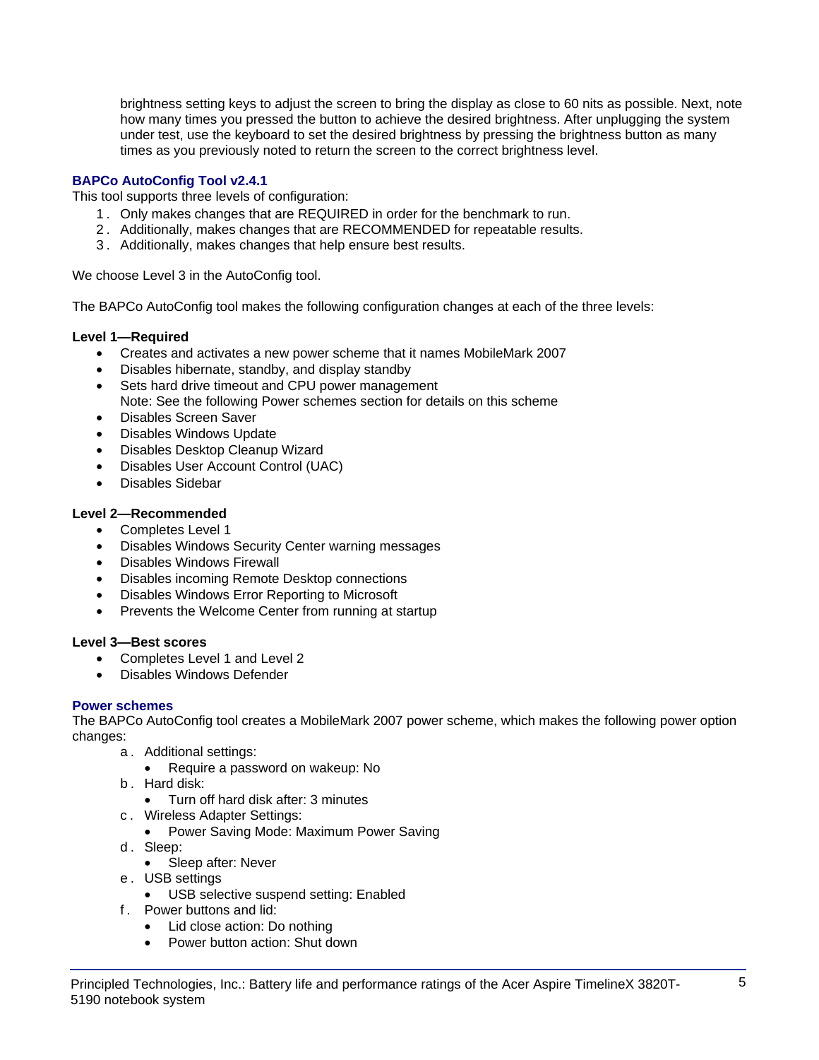brightness setting keys to adjust the screen to bring the display as close to 60 nits as possible. Next, note how many times you pressed the button to achieve the desired brightness. After unplugging the system under test, use the keyboard to set the desired brightness by pressing the brightness button as many times as you previously noted to return the screen to the correct brightness level.

### BAPCo AutoConfig Tool v2.4.1

This tool supports three levels of configuration:

1. Only makes changes that are REQUIRED in order for the benchmark to run.
2. Additionally, makes changes that are RECOMMENDED for repeatable results.
3. Additionally, makes changes that help ensure best results.

We choose Level 3 in the AutoConfig tool.

The BAPCo AutoConfig tool makes the following configuration changes at each of the three levels:

**Level 1—Required**

- Creates and activates a new power scheme that it names MobileMark 2007
- Disables hibernate, standby, and display standby
- Sets hard drive timeout and CPU power management
  Note: See the following Power schemes section for details on this scheme
- Disables Screen Saver
- Disables Windows Update
- Disables Desktop Cleanup Wizard
- Disables User Account Control (UAC)
- Disables Sidebar

**Level 2—Recommended**

- Completes Level 1
- Disables Windows Security Center warning messages
- Disables Windows Firewall
- Disables incoming Remote Desktop connections
- Disables Windows Error Reporting to Microsoft
- Prevents the Welcome Center from running at startup

**Level 3—Best scores**

- Completes Level 1 and Level 2
- Disables Windows Defender

### Power schemes

The BAPCo AutoConfig tool creates a MobileMark 2007 power scheme, which makes the following power option changes:

a. Additional settings:
   - Require a password on wakeup: No
b. Hard disk:
   - Turn off hard disk after: 3 minutes
c. Wireless Adapter Settings:
   - Power Saving Mode: Maximum Power Saving
d. Sleep:
   - Sleep after: Never
e. USB settings
   - USB selective suspend setting: Enabled
f. Power buttons and lid:
   - Lid close action: Do nothing
   - Power button action: Shut down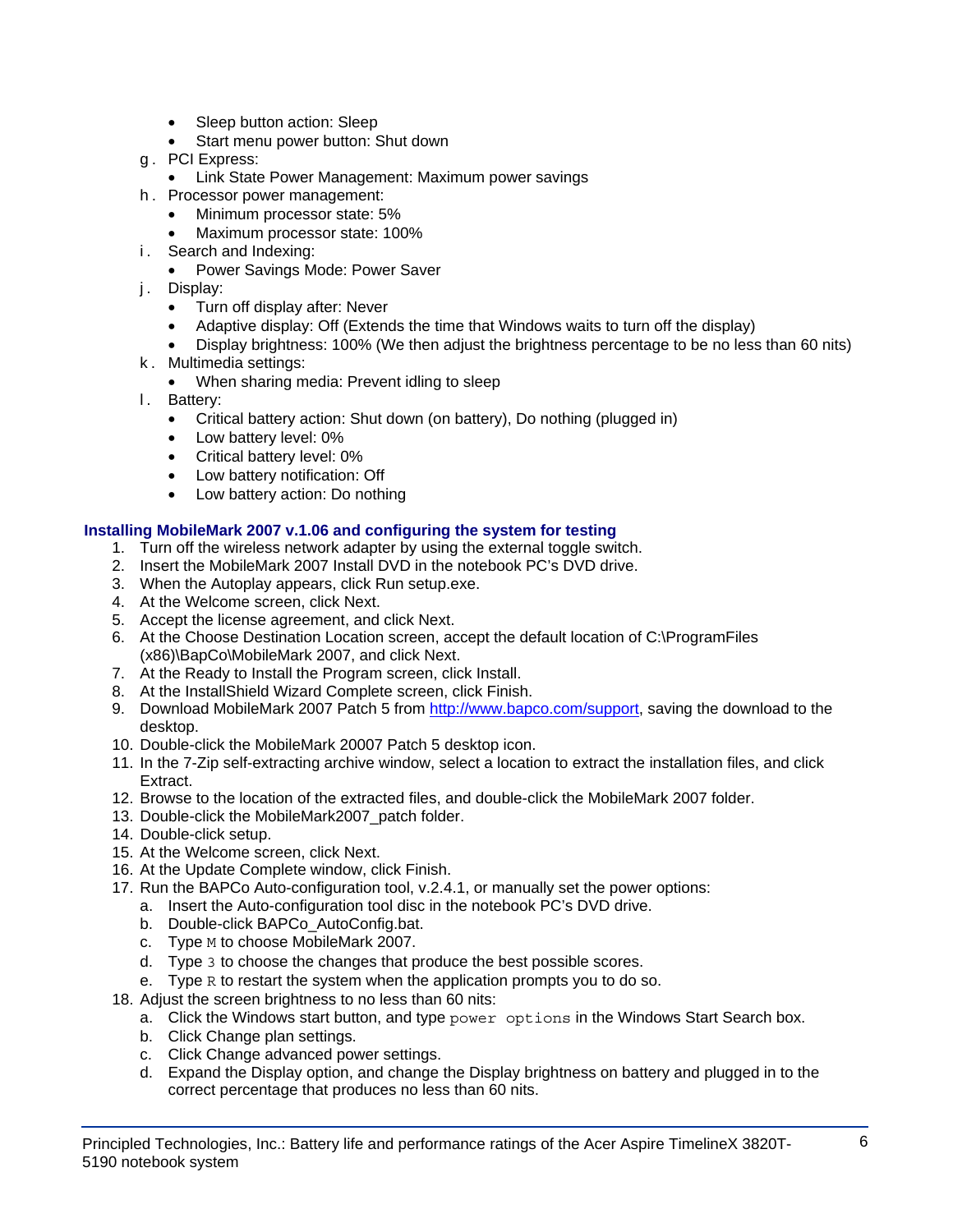- Sleep button action: Sleep
- Start menu power button: Shut down

g. PCI Express:
   - Link State Power Management: Maximum power savings

h. Processor power management:
   - Minimum processor state: 5%
   - Maximum processor state: 100%

i. Search and Indexing:
   - Power Savings Mode: Power Saver

j. Display:
   - Turn off display after: Never
   - Adaptive display: Off (Extends the time that Windows waits to turn off the display)
   - Display brightness: 100% (We then adjust the brightness percentage to be no less than 60 nits)

k. Multimedia settings:
   - When sharing media: Prevent idling to sleep

l. Battery:
   - Critical battery action: Shut down (on battery), Do nothing (plugged in)
   - Low battery level: 0%
   - Critical battery level: 0%
   - Low battery notification: Off
   - Low battery action: Do nothing

### Installing MobileMark 2007 v.1.06 and configuring the system for testing

1. Turn off the wireless network adapter by using the external toggle switch.
2. Insert the MobileMark 2007 Install DVD in the notebook PC's DVD drive.
3. When the Autoplay appears, click Run setup.exe.
4. At the Welcome screen, click Next.
5. Accept the license agreement, and click Next.
6. At the Choose Destination Location screen, accept the default location of C:\ProgramFiles (x86)\BapCo\MobileMark 2007, and click Next.
7. At the Ready to Install the Program screen, click Install.
8. At the InstallShield Wizard Complete screen, click Finish.
9. Download MobileMark 2007 Patch 5 from http://www.bapco.com/support, saving the download to the desktop.
10. Double-click the MobileMark 20007 Patch 5 desktop icon.
11. In the 7-Zip self-extracting archive window, select a location to extract the installation files, and click Extract.
12. Browse to the location of the extracted files, and double-click the MobileMark 2007 folder.
13. Double-click the MobileMark2007_patch folder.
14. Double-click setup.
15. At the Welcome screen, click Next.
16. At the Update Complete window, click Finish.
17. Run the BAPCo Auto-configuration tool, v.2.4.1, or manually set the power options:
    a. Insert the Auto-configuration tool disc in the notebook PC's DVD drive.
    b. Double-click BAPCo_AutoConfig.bat.
    c. Type `M` to choose MobileMark 2007.
    d. Type `3` to choose the changes that produce the best possible scores.
    e. Type `R` to restart the system when the application prompts you to do so.
18. Adjust the screen brightness to no less than 60 nits:
    a. Click the Windows start button, and type `power options` in the Windows Start Search box.
    b. Click Change plan settings.
    c. Click Change advanced power settings.
    d. Expand the Display option, and change the Display brightness on battery and plugged in to the correct percentage that produces no less than 60 nits.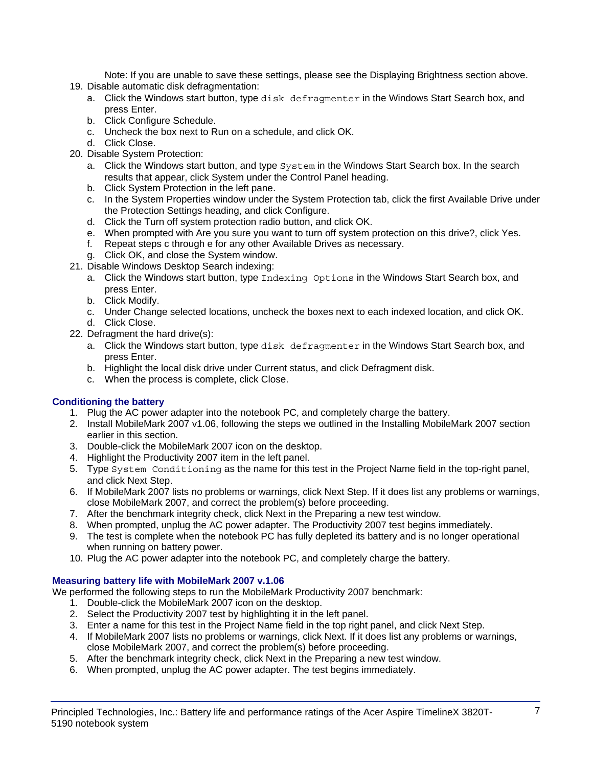Note: If you are unable to save these settings, please see the Displaying Brightness section above.

19. Disable automatic disk defragmentation:
    a. Click the Windows start button, type `disk defragmenter` in the Windows Start Search box, and press Enter.
    b. Click Configure Schedule.
    c. Uncheck the box next to Run on a schedule, and click OK.
    d. Click Close.
20. Disable System Protection:
    a. Click the Windows start button, and type `System` in the Windows Start Search box. In the search results that appear, click System under the Control Panel heading.
    b. Click System Protection in the left pane.
    c. In the System Properties window under the System Protection tab, click the first Available Drive under the Protection Settings heading, and click Configure.
    d. Click the Turn off system protection radio button, and click OK.
    e. When prompted with Are you sure you want to turn off system protection on this drive?, click Yes.
    f. Repeat steps c through e for any other Available Drives as necessary.
    g. Click OK, and close the System window.
21. Disable Windows Desktop Search indexing:
    a. Click the Windows start button, type `Indexing Options` in the Windows Start Search box, and press Enter.
    b. Click Modify.
    c. Under Change selected locations, uncheck the boxes next to each indexed location, and click OK.
    d. Click Close.
22. Defragment the hard drive(s):
    a. Click the Windows start button, type `disk defragmenter` in the Windows Start Search box, and press Enter.
    b. Highlight the local disk drive under Current status, and click Defragment disk.
    c. When the process is complete, click Close.

### Conditioning the battery

1. Plug the AC power adapter into the notebook PC, and completely charge the battery.
2. Install MobileMark 2007 v1.06, following the steps we outlined in the Installing MobileMark 2007 section earlier in this section.
3. Double-click the MobileMark 2007 icon on the desktop.
4. Highlight the Productivity 2007 item in the left panel.
5. Type `System Conditioning` as the name for this test in the Project Name field in the top-right panel, and click Next Step.
6. If MobileMark 2007 lists no problems or warnings, click Next Step. If it does list any problems or warnings, close MobileMark 2007, and correct the problem(s) before proceeding.
7. After the benchmark integrity check, click Next in the Preparing a new test window.
8. When prompted, unplug the AC power adapter. The Productivity 2007 test begins immediately.
9. The test is complete when the notebook PC has fully depleted its battery and is no longer operational when running on battery power.
10. Plug the AC power adapter into the notebook PC, and completely charge the battery.

### Measuring battery life with MobileMark 2007 v.1.06

We performed the following steps to run the MobileMark Productivity 2007 benchmark:

1. Double-click the MobileMark 2007 icon on the desktop.
2. Select the Productivity 2007 test by highlighting it in the left panel.
3. Enter a name for this test in the Project Name field in the top right panel, and click Next Step.
4. If MobileMark 2007 lists no problems or warnings, click Next. If it does list any problems or warnings, close MobileMark 2007, and correct the problem(s) before proceeding.
5. After the benchmark integrity check, click Next in the Preparing a new test window.
6. When prompted, unplug the AC power adapter. The test begins immediately.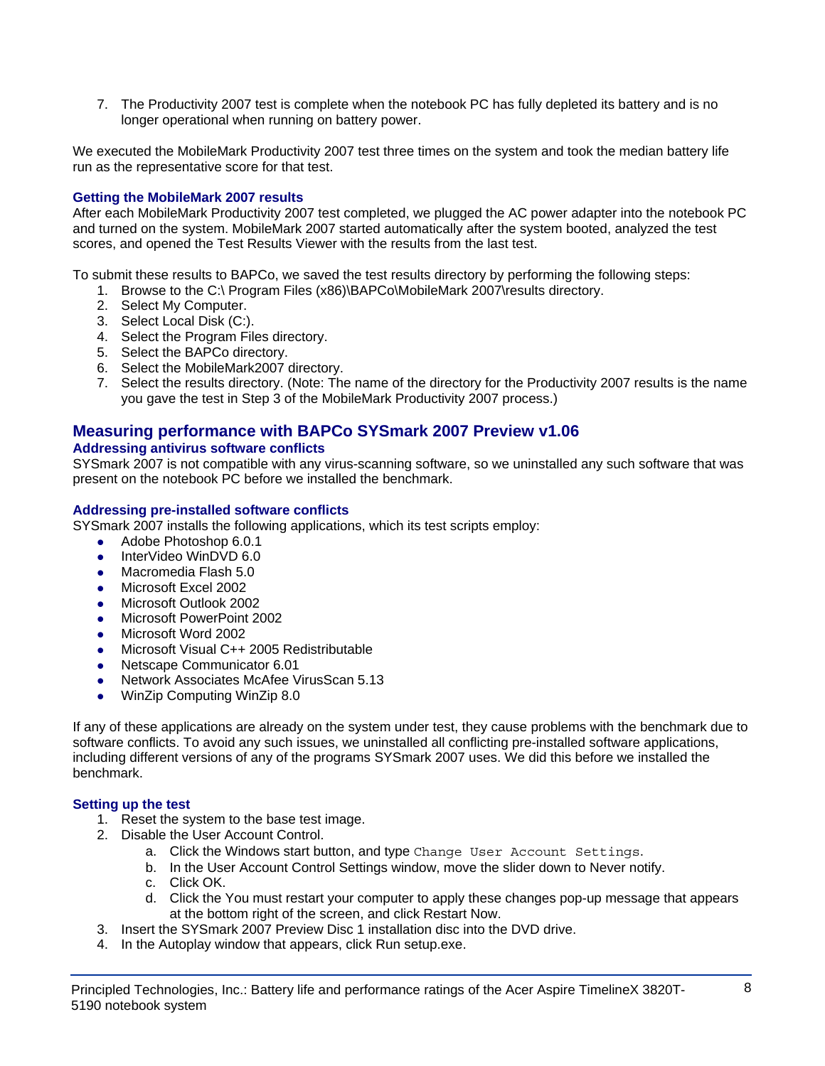7. The Productivity 2007 test is complete when the notebook PC has fully depleted its battery and is no longer operational when running on battery power.

We executed the MobileMark Productivity 2007 test three times on the system and took the median battery life run as the representative score for that test.

### Getting the MobileMark 2007 results

After each MobileMark Productivity 2007 test completed, we plugged the AC power adapter into the notebook PC and turned on the system. MobileMark 2007 started automatically after the system booted, analyzed the test scores, and opened the Test Results Viewer with the results from the last test.

To submit these results to BAPCo, we saved the test results directory by performing the following steps:

1. Browse to the C:\ Program Files (x86)\BAPCo\MobileMark 2007\results directory.
2. Select My Computer.
3. Select Local Disk (C:).
4. Select the Program Files directory.
5. Select the BAPCo directory.
6. Select the MobileMark2007 directory.
7. Select the results directory. (Note: The name of the directory for the Productivity 2007 results is the name you gave the test in Step 3 of the MobileMark Productivity 2007 process.)

## Measuring performance with BAPCo SYSmark 2007 Preview v1.06

### Addressing antivirus software conflicts

SYSmark 2007 is not compatible with any virus-scanning software, so we uninstalled any such software that was present on the notebook PC before we installed the benchmark.

### Addressing pre-installed software conflicts

SYSmark 2007 installs the following applications, which its test scripts employ:

- Adobe Photoshop 6.0.1
- InterVideo WinDVD 6.0
- Macromedia Flash 5.0
- Microsoft Excel 2002
- Microsoft Outlook 2002
- Microsoft PowerPoint 2002
- Microsoft Word 2002
- Microsoft Visual C++ 2005 Redistributable
- Netscape Communicator 6.01
- Network Associates McAfee VirusScan 5.13
- WinZip Computing WinZip 8.0

If any of these applications are already on the system under test, they cause problems with the benchmark due to software conflicts. To avoid any such issues, we uninstalled all conflicting pre-installed software applications, including different versions of any of the programs SYSmark 2007 uses. We did this before we installed the benchmark.

### Setting up the test

1. Reset the system to the base test image.
2. Disable the User Account Control.
   a. Click the Windows start button, and type `Change User Account Settings`.
   b. In the User Account Control Settings window, move the slider down to Never notify.
   c. Click OK.
   d. Click the You must restart your computer to apply these changes pop-up message that appears at the bottom right of the screen, and click Restart Now.
3. Insert the SYSmark 2007 Preview Disc 1 installation disc into the DVD drive.
4. In the Autoplay window that appears, click Run setup.exe.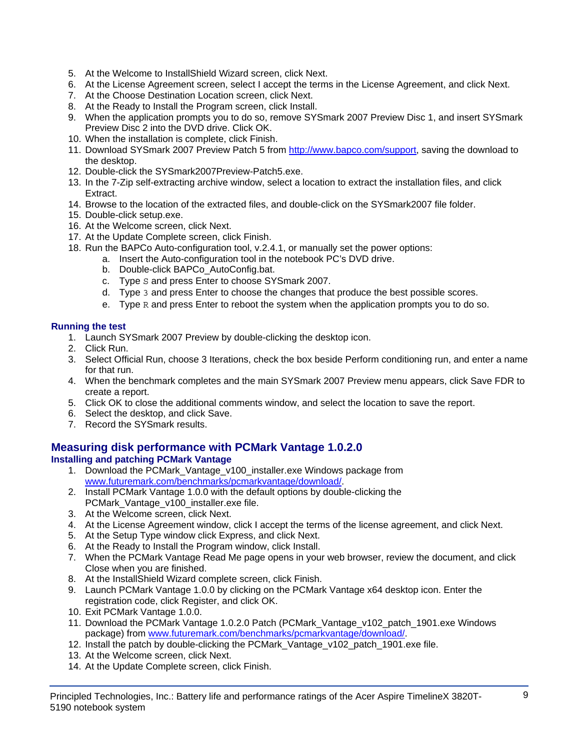5. At the Welcome to InstallShield Wizard screen, click Next.
6. At the License Agreement screen, select I accept the terms in the License Agreement, and click Next.
7. At the Choose Destination Location screen, click Next.
8. At the Ready to Install the Program screen, click Install.
9. When the application prompts you to do so, remove SYSmark 2007 Preview Disc 1, and insert SYSmark Preview Disc 2 into the DVD drive. Click OK.
10. When the installation is complete, click Finish.
11. Download SYSmark 2007 Preview Patch 5 from [http://www.bapco.com/support](http://www.bapco.com/support), saving the download to the desktop.
12. Double-click the SYSmark2007Preview-Patch5.exe.
13. In the 7-Zip self-extracting archive window, select a location to extract the installation files, and click Extract.
14. Browse to the location of the extracted files, and double-click on the SYSmark2007 file folder.
15. Double-click setup.exe.
16. At the Welcome screen, click Next.
17. At the Update Complete screen, click Finish.
18. Run the BAPCo Auto-configuration tool, v.2.4.1, or manually set the power options:
    a. Insert the Auto-configuration tool in the notebook PC's DVD drive.
    b. Double-click BAPCo_AutoConfig.bat.
    c. Type `S` and press Enter to choose SYSmark 2007.
    d. Type `3` and press Enter to choose the changes that produce the best possible scores.
    e. Type `R` and press Enter to reboot the system when the application prompts you to do so.

### Running the test

1. Launch SYSmark 2007 Preview by double-clicking the desktop icon.
2. Click Run.
3. Select Official Run, choose 3 Iterations, check the box beside Perform conditioning run, and enter a name for that run.
4. When the benchmark completes and the main SYSmark 2007 Preview menu appears, click Save FDR to create a report.
5. Click OK to close the additional comments window, and select the location to save the report.
6. Select the desktop, and click Save.
7. Record the SYSmark results.

## Measuring disk performance with PCMark Vantage 1.0.2.0

### Installing and patching PCMark Vantage

1. Download the PCMark_Vantage_v100_installer.exe Windows package from [www.futuremark.com/benchmarks/pcmarkvantage/download/](www.futuremark.com/benchmarks/pcmarkvantage/download/).
2. Install PCMark Vantage 1.0.0 with the default options by double-clicking the PCMark_Vantage_v100_installer.exe file.
3. At the Welcome screen, click Next.
4. At the License Agreement window, click I accept the terms of the license agreement, and click Next.
5. At the Setup Type window click Express, and click Next.
6. At the Ready to Install the Program window, click Install.
7. When the PCMark Vantage Read Me page opens in your web browser, review the document, and click Close when you are finished.
8. At the InstallShield Wizard complete screen, click Finish.
9. Launch PCMark Vantage 1.0.0 by clicking on the PCMark Vantage x64 desktop icon. Enter the registration code, click Register, and click OK.
10. Exit PCMark Vantage 1.0.0.
11. Download the PCMark Vantage 1.0.2.0 Patch (PCMark_Vantage_v102_patch_1901.exe Windows package) from [www.futuremark.com/benchmarks/pcmarkvantage/download/](www.futuremark.com/benchmarks/pcmarkvantage/download/).
12. Install the patch by double-clicking the PCMark_Vantage_v102_patch_1901.exe file.
13. At the Welcome screen, click Next.
14. At the Update Complete screen, click Finish.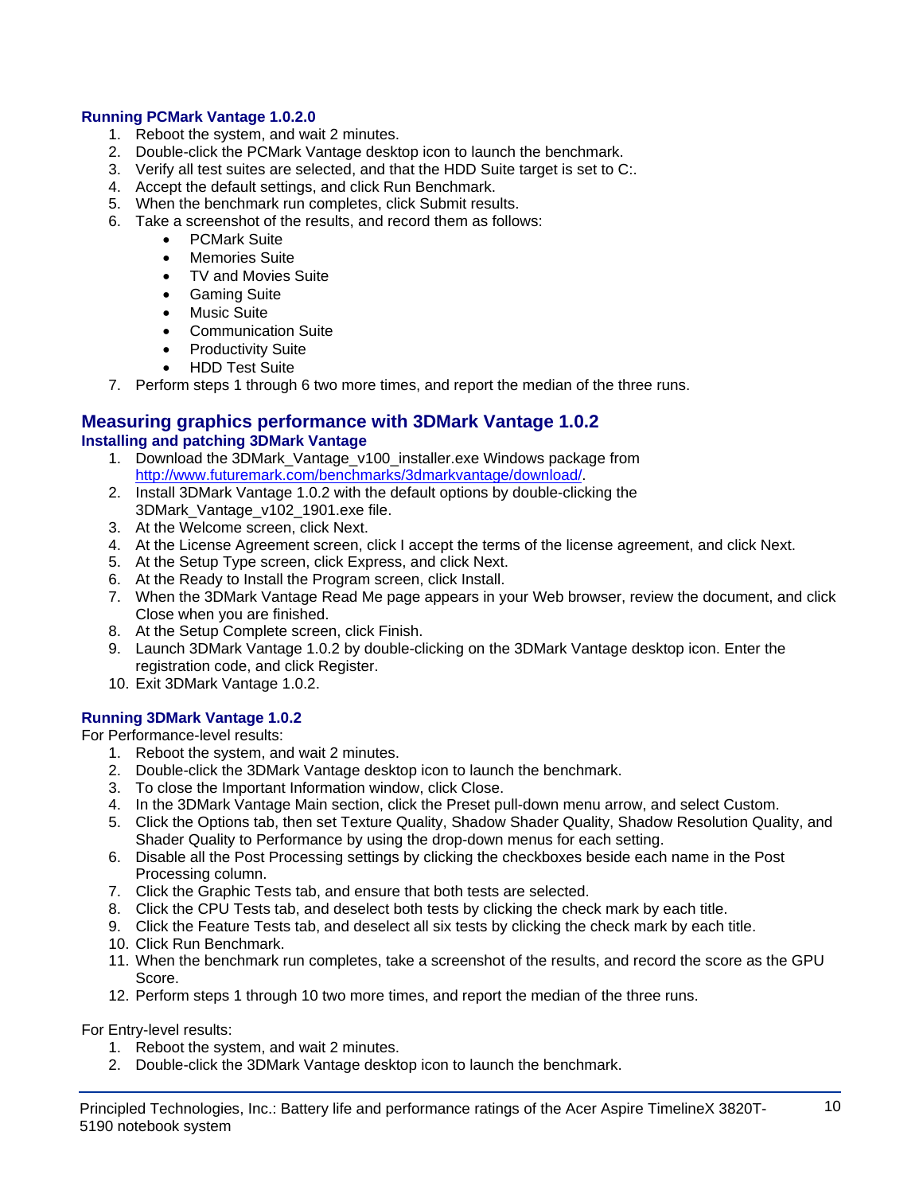### Running PCMark Vantage 1.0.2.0

1. Reboot the system, and wait 2 minutes.
2. Double-click the PCMark Vantage desktop icon to launch the benchmark.
3. Verify all test suites are selected, and that the HDD Suite target is set to C:.
4. Accept the default settings, and click Run Benchmark.
5. When the benchmark run completes, click Submit results.
6. Take a screenshot of the results, and record them as follows:
    - PCMark Suite
    - Memories Suite
    - TV and Movies Suite
    - Gaming Suite
    - Music Suite
    - Communication Suite
    - Productivity Suite
    - HDD Test Suite
7. Perform steps 1 through 6 two more times, and report the median of the three runs.

## Measuring graphics performance with 3DMark Vantage 1.0.2

### Installing and patching 3DMark Vantage

1. Download the 3DMark_Vantage_v100_installer.exe Windows package from http://www.futuremark.com/benchmarks/3dmarkvantage/download/.
2. Install 3DMark Vantage 1.0.2 with the default options by double-clicking the 3DMark_Vantage_v102_1901.exe file.
3. At the Welcome screen, click Next.
4. At the License Agreement screen, click I accept the terms of the license agreement, and click Next.
5. At the Setup Type screen, click Express, and click Next.
6. At the Ready to Install the Program screen, click Install.
7. When the 3DMark Vantage Read Me page appears in your Web browser, review the document, and click Close when you are finished.
8. At the Setup Complete screen, click Finish.
9. Launch 3DMark Vantage 1.0.2 by double-clicking on the 3DMark Vantage desktop icon. Enter the registration code, and click Register.
10. Exit 3DMark Vantage 1.0.2.

### Running 3DMark Vantage 1.0.2

For Performance-level results:

1. Reboot the system, and wait 2 minutes.
2. Double-click the 3DMark Vantage desktop icon to launch the benchmark.
3. To close the Important Information window, click Close.
4. In the 3DMark Vantage Main section, click the Preset pull-down menu arrow, and select Custom.
5. Click the Options tab, then set Texture Quality, Shadow Shader Quality, Shadow Resolution Quality, and Shader Quality to Performance by using the drop-down menus for each setting.
6. Disable all the Post Processing settings by clicking the checkboxes beside each name in the Post Processing column.
7. Click the Graphic Tests tab, and ensure that both tests are selected.
8. Click the CPU Tests tab, and deselect both tests by clicking the check mark by each title.
9. Click the Feature Tests tab, and deselect all six tests by clicking the check mark by each title.
10. Click Run Benchmark.
11. When the benchmark run completes, take a screenshot of the results, and record the score as the GPU Score.
12. Perform steps 1 through 10 two more times, and report the median of the three runs.

For Entry-level results:

1. Reboot the system, and wait 2 minutes.
2. Double-click the 3DMark Vantage desktop icon to launch the benchmark.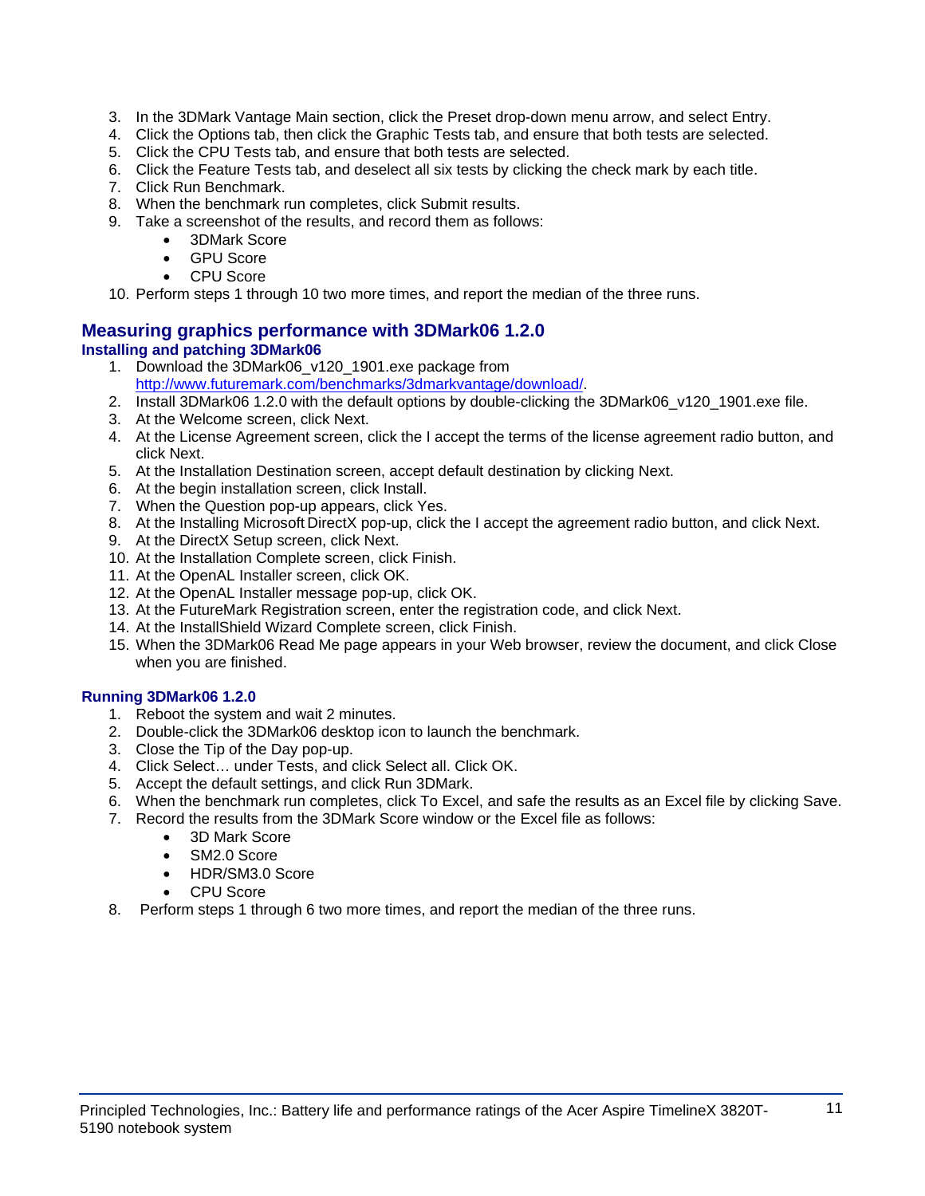3. In the 3DMark Vantage Main section, click the Preset drop-down menu arrow, and select Entry.
4. Click the Options tab, then click the Graphic Tests tab, and ensure that both tests are selected.
5. Click the CPU Tests tab, and ensure that both tests are selected.
6. Click the Feature Tests tab, and deselect all six tests by clicking the check mark by each title.
7. Click Run Benchmark.
8. When the benchmark run completes, click Submit results.
9. Take a screenshot of the results, and record them as follows:
    - 3DMark Score
    - GPU Score
    - CPU Score
10. Perform steps 1 through 10 two more times, and report the median of the three runs.

## Measuring graphics performance with 3DMark06 1.2.0

### Installing and patching 3DMark06

1. Download the 3DMark06_v120_1901.exe package from http://www.futuremark.com/benchmarks/3dmarkvantage/download/.
2. Install 3DMark06 1.2.0 with the default options by double-clicking the 3DMark06_v120_1901.exe file.
3. At the Welcome screen, click Next.
4. At the License Agreement screen, click the I accept the terms of the license agreement radio button, and click Next.
5. At the Installation Destination screen, accept default destination by clicking Next.
6. At the begin installation screen, click Install.
7. When the Question pop-up appears, click Yes.
8. At the Installing Microsoft DirectX pop-up, click the I accept the agreement radio button, and click Next.
9. At the DirectX Setup screen, click Next.
10. At the Installation Complete screen, click Finish.
11. At the OpenAL Installer screen, click OK.
12. At the OpenAL Installer message pop-up, click OK.
13. At the FutureMark Registration screen, enter the registration code, and click Next.
14. At the InstallShield Wizard Complete screen, click Finish.
15. When the 3DMark06 Read Me page appears in your Web browser, review the document, and click Close when you are finished.

### Running 3DMark06 1.2.0

1. Reboot the system and wait 2 minutes.
2. Double-click the 3DMark06 desktop icon to launch the benchmark.
3. Close the Tip of the Day pop-up.
4. Click Select… under Tests, and click Select all. Click OK.
5. Accept the default settings, and click Run 3DMark.
6. When the benchmark run completes, click To Excel, and safe the results as an Excel file by clicking Save.
7. Record the results from the 3DMark Score window or the Excel file as follows:
    - 3D Mark Score
    - SM2.0 Score
    - HDR/SM3.0 Score
    - CPU Score
8. Perform steps 1 through 6 two more times, and report the median of the three runs.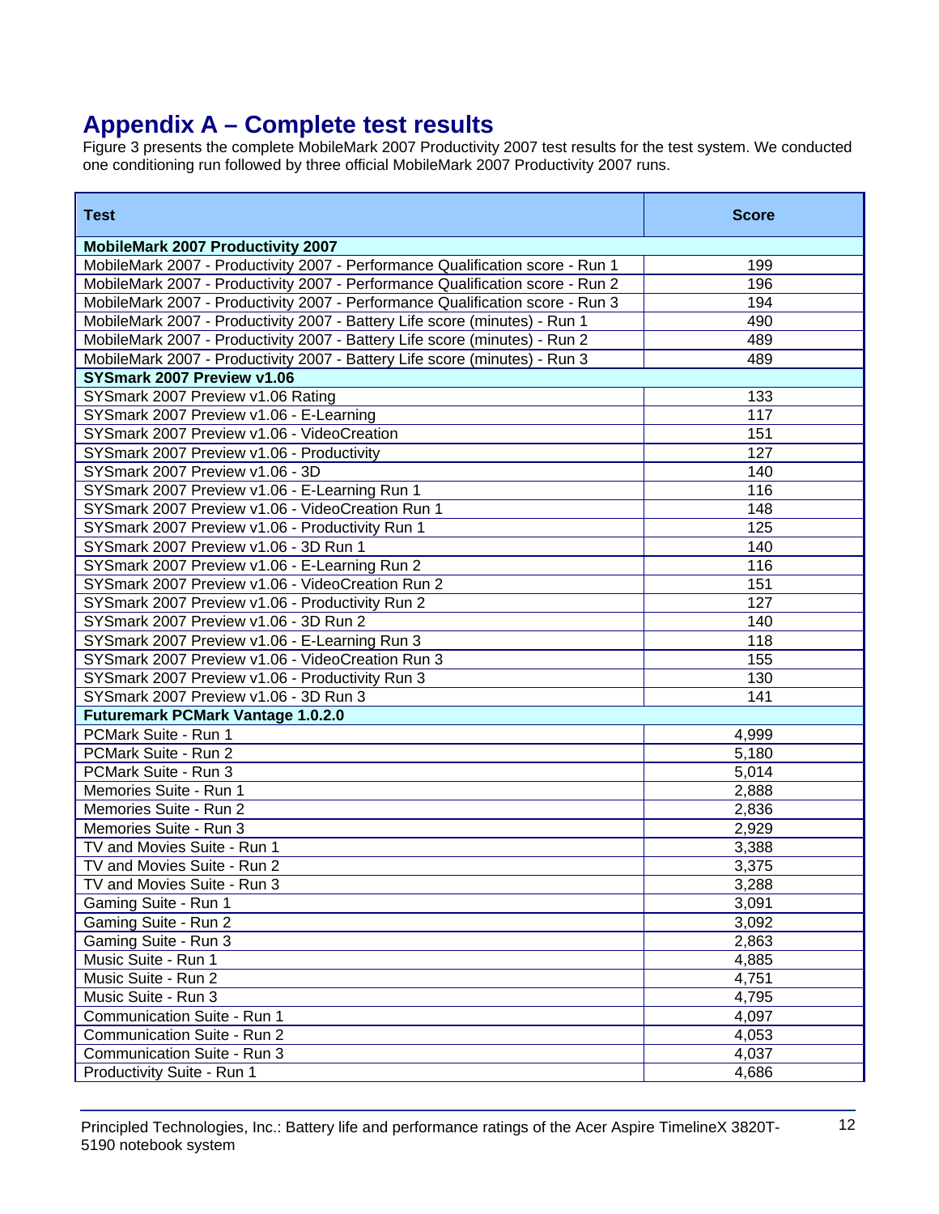# Appendix A – Complete test results

Figure 3 presents the complete MobileMark 2007 Productivity 2007 test results for the test system. We conducted one conditioning run followed by three official MobileMark 2007 Productivity 2007 runs.

| Test | Score |
|---|---|
| **MobileMark 2007 Productivity 2007** | |
| MobileMark 2007 - Productivity 2007 - Performance Qualification score - Run 1 | 199 |
| MobileMark 2007 - Productivity 2007 - Performance Qualification score - Run 2 | 196 |
| MobileMark 2007 - Productivity 2007 - Performance Qualification score - Run 3 | 194 |
| MobileMark 2007 - Productivity 2007 - Battery Life score (minutes) - Run 1 | 490 |
| MobileMark 2007 - Productivity 2007 - Battery Life score (minutes) - Run 2 | 489 |
| MobileMark 2007 - Productivity 2007 - Battery Life score (minutes) - Run 3 | 489 |
| **SYSmark 2007 Preview v1.06** | |
| SYSmark 2007 Preview v1.06 Rating | 133 |
| SYSmark 2007 Preview v1.06 - E-Learning | 117 |
| SYSmark 2007 Preview v1.06 - VideoCreation | 151 |
| SYSmark 2007 Preview v1.06 - Productivity | 127 |
| SYSmark 2007 Preview v1.06 - 3D | 140 |
| SYSmark 2007 Preview v1.06 - E-Learning Run 1 | 116 |
| SYSmark 2007 Preview v1.06 - VideoCreation Run 1 | 148 |
| SYSmark 2007 Preview v1.06 - Productivity Run 1 | 125 |
| SYSmark 2007 Preview v1.06 - 3D Run 1 | 140 |
| SYSmark 2007 Preview v1.06 - E-Learning Run 2 | 116 |
| SYSmark 2007 Preview v1.06 - VideoCreation Run 2 | 151 |
| SYSmark 2007 Preview v1.06 - Productivity Run 2 | 127 |
| SYSmark 2007 Preview v1.06 - 3D Run 2 | 140 |
| SYSmark 2007 Preview v1.06 - E-Learning Run 3 | 118 |
| SYSmark 2007 Preview v1.06 - VideoCreation Run 3 | 155 |
| SYSmark 2007 Preview v1.06 - Productivity Run 3 | 130 |
| SYSmark 2007 Preview v1.06 - 3D Run 3 | 141 |
| **Futuremark PCMark Vantage 1.0.2.0** | |
| PCMark Suite - Run 1 | 4,999 |
| PCMark Suite - Run 2 | 5,180 |
| PCMark Suite - Run 3 | 5,014 |
| Memories Suite - Run 1 | 2,888 |
| Memories Suite - Run 2 | 2,836 |
| Memories Suite - Run 3 | 2,929 |
| TV and Movies Suite - Run 1 | 3,388 |
| TV and Movies Suite - Run 2 | 3,375 |
| TV and Movies Suite - Run 3 | 3,288 |
| Gaming Suite - Run 1 | 3,091 |
| Gaming Suite - Run 2 | 3,092 |
| Gaming Suite - Run 3 | 2,863 |
| Music Suite - Run 1 | 4,885 |
| Music Suite - Run 2 | 4,751 |
| Music Suite - Run 3 | 4,795 |
| Communication Suite - Run 1 | 4,097 |
| Communication Suite - Run 2 | 4,053 |
| Communication Suite - Run 3 | 4,037 |
| Productivity Suite - Run 1 | 4,686 |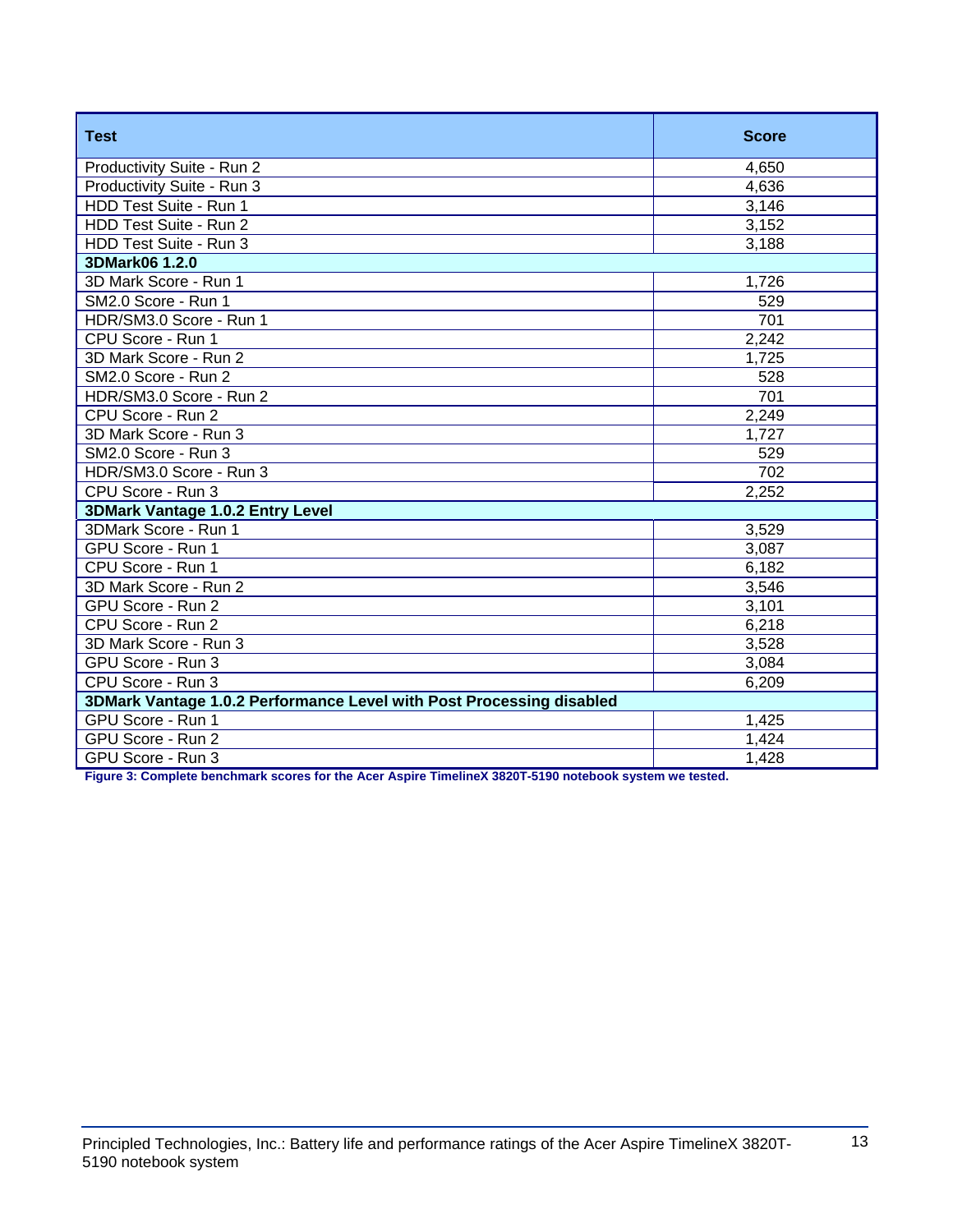| Test | Score |
|---|---|
| Productivity Suite - Run 2 | 4,650 |
| Productivity Suite - Run 3 | 4,636 |
| HDD Test Suite - Run 1 | 3,146 |
| HDD Test Suite - Run 2 | 3,152 |
| HDD Test Suite - Run 3 | 3,188 |
| **3DMark06 1.2.0** | |
| 3D Mark Score - Run 1 | 1,726 |
| SM2.0 Score - Run 1 | 529 |
| HDR/SM3.0 Score - Run 1 | 701 |
| CPU Score - Run 1 | 2,242 |
| 3D Mark Score - Run 2 | 1,725 |
| SM2.0 Score - Run 2 | 528 |
| HDR/SM3.0 Score - Run 2 | 701 |
| CPU Score - Run 2 | 2,249 |
| 3D Mark Score - Run 3 | 1,727 |
| SM2.0 Score - Run 3 | 529 |
| HDR/SM3.0 Score - Run 3 | 702 |
| CPU Score - Run 3 | 2,252 |
| **3DMark Vantage 1.0.2 Entry Level** | |
| 3DMark Score - Run 1 | 3,529 |
| GPU Score - Run 1 | 3,087 |
| CPU Score - Run 1 | 6,182 |
| 3D Mark Score - Run 2 | 3,546 |
| GPU Score - Run 2 | 3,101 |
| CPU Score - Run 2 | 6,218 |
| 3D Mark Score - Run 3 | 3,528 |
| GPU Score - Run 3 | 3,084 |
| CPU Score - Run 3 | 6,209 |
| **3DMark Vantage 1.0.2 Performance Level with Post Processing disabled** | |
| GPU Score - Run 1 | 1,425 |
| GPU Score - Run 2 | 1,424 |
| GPU Score - Run 3 | 1,428 |

**Figure 3: Complete benchmark scores for the Acer Aspire TimelineX 3820T-5190 notebook system we tested.**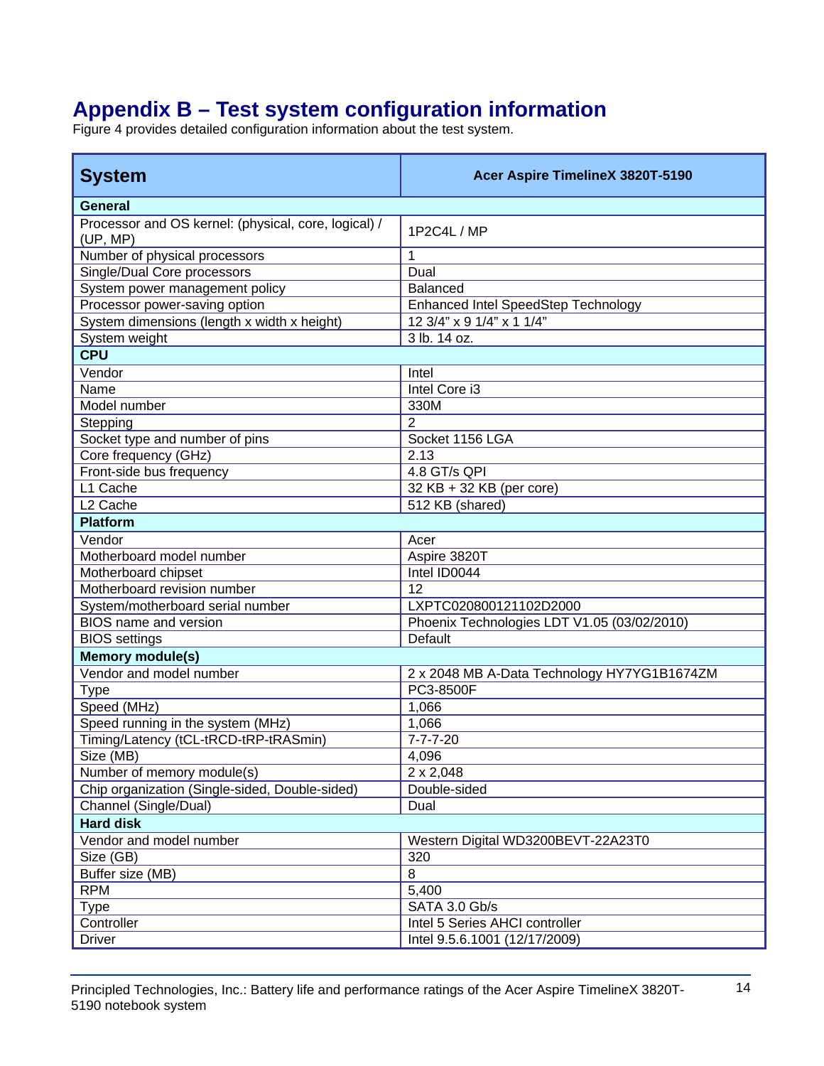# Appendix B – Test system configuration information

Figure 4 provides detailed configuration information about the test system.

| System | Acer Aspire TimelineX 3820T-5190 |
|---|---|
| **General** | |
| Processor and OS kernel: (physical, core, logical) / (UP, MP) | 1P2C4L / MP |
| Number of physical processors | 1 |
| Single/Dual Core processors | Dual |
| System power management policy | Balanced |
| Processor power-saving option | Enhanced Intel SpeedStep Technology |
| System dimensions (length x width x height) | 12 3/4" x 9 1/4" x 1 1/4" |
| System weight | 3 lb. 14 oz. |
| **CPU** | |
| Vendor | Intel |
| Name | Intel Core i3 |
| Model number | 330M |
| Stepping | 2 |
| Socket type and number of pins | Socket 1156 LGA |
| Core frequency (GHz) | 2.13 |
| Front-side bus frequency | 4.8 GT/s QPI |
| L1 Cache | 32 KB + 32 KB (per core) |
| L2 Cache | 512 KB (shared) |
| **Platform** | |
| Vendor | Acer |
| Motherboard model number | Aspire 3820T |
| Motherboard chipset | Intel ID0044 |
| Motherboard revision number | 12 |
| System/motherboard serial number | LXPTC020800121102D2000 |
| BIOS name and version | Phoenix Technologies LDT V1.05 (03/02/2010) |
| BIOS settings | Default |
| **Memory module(s)** | |
| Vendor and model number | 2 x 2048 MB A-Data Technology HY7YG1B1674ZM |
| Type | PC3-8500F |
| Speed (MHz) | 1,066 |
| Speed running in the system (MHz) | 1,066 |
| Timing/Latency (tCL-tRCD-tRP-tRASmin) | 7-7-7-20 |
| Size (MB) | 4,096 |
| Number of memory module(s) | 2 x 2,048 |
| Chip organization (Single-sided, Double-sided) | Double-sided |
| Channel (Single/Dual) | Dual |
| **Hard disk** | |
| Vendor and model number | Western Digital WD3200BEVT-22A23T0 |
| Size (GB) | 320 |
| Buffer size (MB) | 8 |
| RPM | 5,400 |
| Type | SATA 3.0 Gb/s |
| Controller | Intel 5 Series AHCI controller |
| Driver | Intel 9.5.6.1001 (12/17/2009) |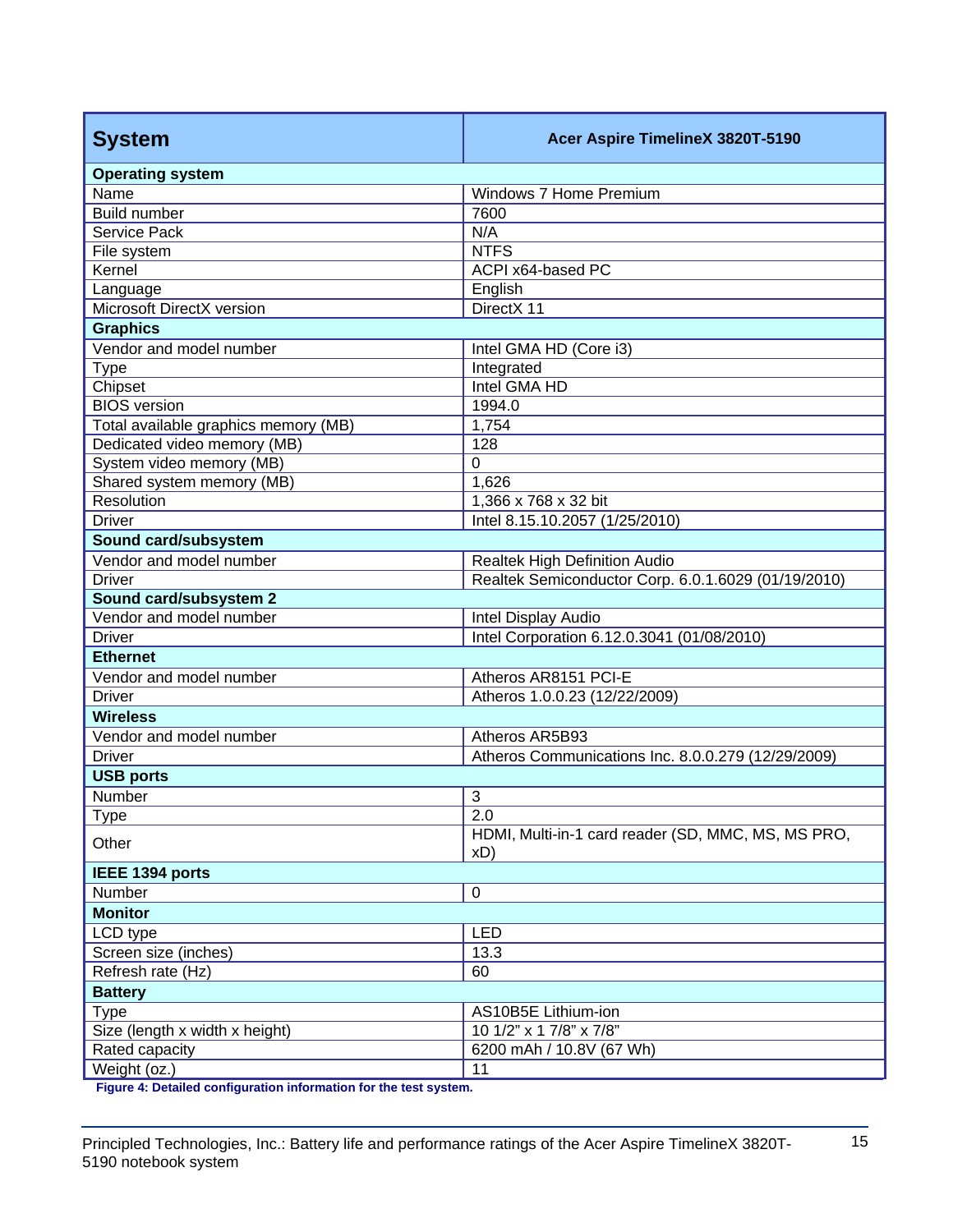| System | Acer Aspire TimelineX 3820T-5190 |
|---|---|
| **Operating system** | |
| Name | Windows 7 Home Premium |
| Build number | 7600 |
| Service Pack | N/A |
| File system | NTFS |
| Kernel | ACPI x64-based PC |
| Language | English |
| Microsoft DirectX version | DirectX 11 |
| **Graphics** | |
| Vendor and model number | Intel GMA HD (Core i3) |
| Type | Integrated |
| Chipset | Intel GMA HD |
| BIOS version | 1994.0 |
| Total available graphics memory (MB) | 1,754 |
| Dedicated video memory (MB) | 128 |
| System video memory (MB) | 0 |
| Shared system memory (MB) | 1,626 |
| Resolution | 1,366 x 768 x 32 bit |
| Driver | Intel 8.15.10.2057 (1/25/2010) |
| **Sound card/subsystem** | |
| Vendor and model number | Realtek High Definition Audio |
| Driver | Realtek Semiconductor Corp. 6.0.1.6029 (01/19/2010) |
| **Sound card/subsystem 2** | |
| Vendor and model number | Intel Display Audio |
| Driver | Intel Corporation 6.12.0.3041 (01/08/2010) |
| **Ethernet** | |
| Vendor and model number | Atheros AR8151 PCI-E |
| Driver | Atheros 1.0.0.23 (12/22/2009) |
| **Wireless** | |
| Vendor and model number | Atheros AR5B93 |
| Driver | Atheros Communications Inc. 8.0.0.279 (12/29/2009) |
| **USB ports** | |
| Number | 3 |
| Type | 2.0 |
| Other | HDMI, Multi-in-1 card reader (SD, MMC, MS, MS PRO, xD) |
| **IEEE 1394 ports** | |
| Number | 0 |
| **Monitor** | |
| LCD type | LED |
| Screen size (inches) | 13.3 |
| Refresh rate (Hz) | 60 |
| **Battery** | |
| Type | AS10B5E Lithium-ion |
| Size (length x width x height) | 10 1/2" x 1 7/8" x 7/8" |
| Rated capacity | 6200 mAh / 10.8V (67 Wh) |
| Weight (oz.) | 11 |

Figure 4: Detailed configuration information for the test system.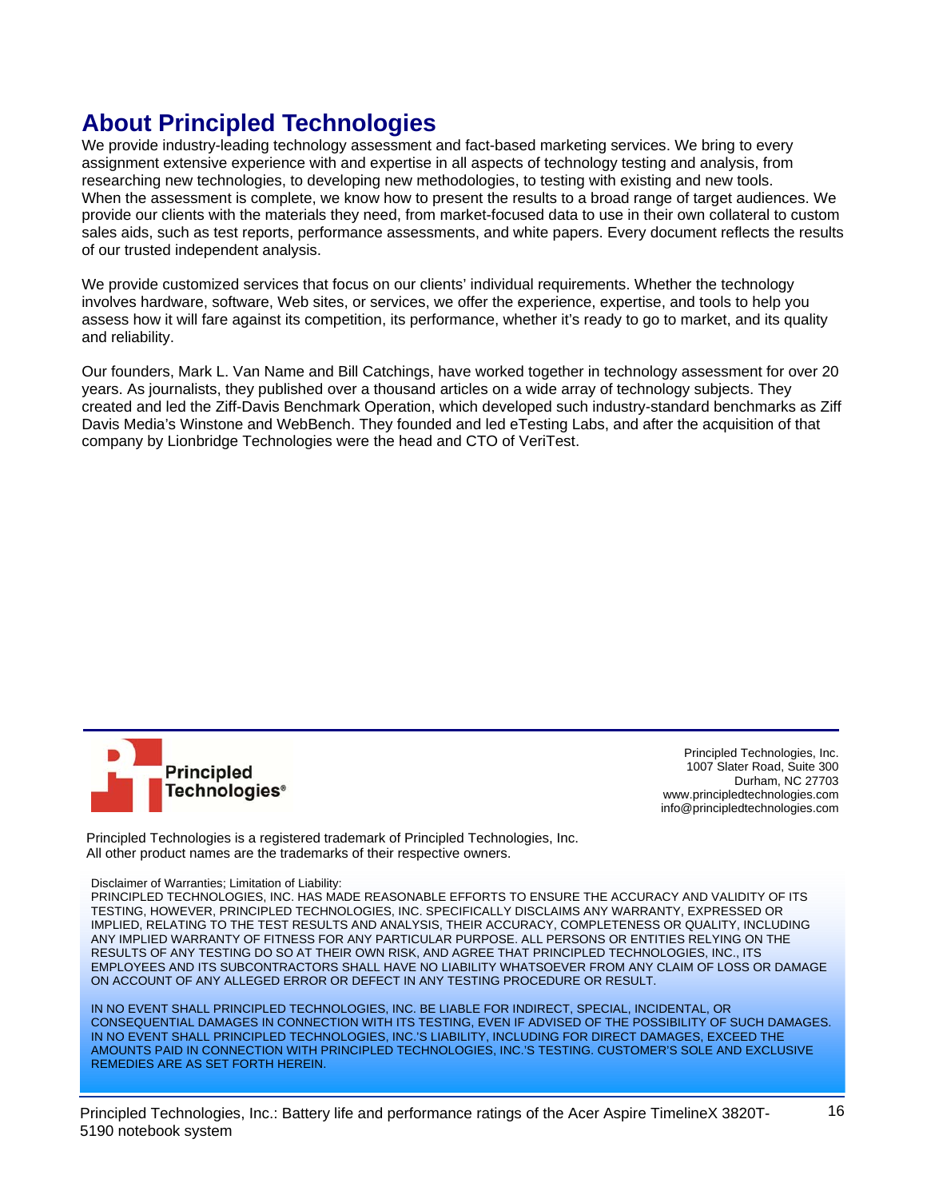# About Principled Technologies

We provide industry-leading technology assessment and fact-based marketing services. We bring to every assignment extensive experience with and expertise in all aspects of technology testing and analysis, from researching new technologies, to developing new methodologies, to testing with existing and new tools.
When the assessment is complete, we know how to present the results to a broad range of target audiences. We provide our clients with the materials they need, from market-focused data to use in their own collateral to custom sales aids, such as test reports, performance assessments, and white papers. Every document reflects the results of our trusted independent analysis.

We provide customized services that focus on our clients' individual requirements. Whether the technology involves hardware, software, Web sites, or services, we offer the experience, expertise, and tools to help you assess how it will fare against its competition, its performance, whether it's ready to go to market, and its quality and reliability.

Our founders, Mark L. Van Name and Bill Catchings, have worked together in technology assessment for over 20 years. As journalists, they published over a thousand articles on a wide array of technology subjects. They created and led the Ziff-Davis Benchmark Operation, which developed such industry-standard benchmarks as Ziff Davis Media's Winstone and WebBench. They founded and led eTesting Labs, and after the acquisition of that company by Lionbridge Technologies were the head and CTO of VeriTest.

Principled Technologies®

Principled Technologies, Inc.
1007 Slater Road, Suite 300
Durham, NC 27703
www.principledtechnologies.com
info@principledtechnologies.com

Principled Technologies is a registered trademark of Principled Technologies, Inc.
All other product names are the trademarks of their respective owners.

Disclaimer of Warranties; Limitation of Liability:
PRINCIPLED TECHNOLOGIES, INC. HAS MADE REASONABLE EFFORTS TO ENSURE THE ACCURACY AND VALIDITY OF ITS TESTING, HOWEVER, PRINCIPLED TECHNOLOGIES, INC. SPECIFICALLY DISCLAIMS ANY WARRANTY, EXPRESSED OR IMPLIED, RELATING TO THE TEST RESULTS AND ANALYSIS, THEIR ACCURACY, COMPLETENESS OR QUALITY, INCLUDING ANY IMPLIED WARRANTY OF FITNESS FOR ANY PARTICULAR PURPOSE. ALL PERSONS OR ENTITIES RELYING ON THE RESULTS OF ANY TESTING DO SO AT THEIR OWN RISK, AND AGREE THAT PRINCIPLED TECHNOLOGIES, INC., ITS EMPLOYEES AND ITS SUBCONTRACTORS SHALL HAVE NO LIABILITY WHATSOEVER FROM ANY CLAIM OF LOSS OR DAMAGE ON ACCOUNT OF ANY ALLEGED ERROR OR DEFECT IN ANY TESTING PROCEDURE OR RESULT.

IN NO EVENT SHALL PRINCIPLED TECHNOLOGIES, INC. BE LIABLE FOR INDIRECT, SPECIAL, INCIDENTAL, OR CONSEQUENTIAL DAMAGES IN CONNECTION WITH ITS TESTING, EVEN IF ADVISED OF THE POSSIBILITY OF SUCH DAMAGES. IN NO EVENT SHALL PRINCIPLED TECHNOLOGIES, INC.'S LIABILITY, INCLUDING FOR DIRECT DAMAGES, EXCEED THE AMOUNTS PAID IN CONNECTION WITH PRINCIPLED TECHNOLOGIES, INC.'S TESTING. CUSTOMER'S SOLE AND EXCLUSIVE REMEDIES ARE AS SET FORTH HEREIN.